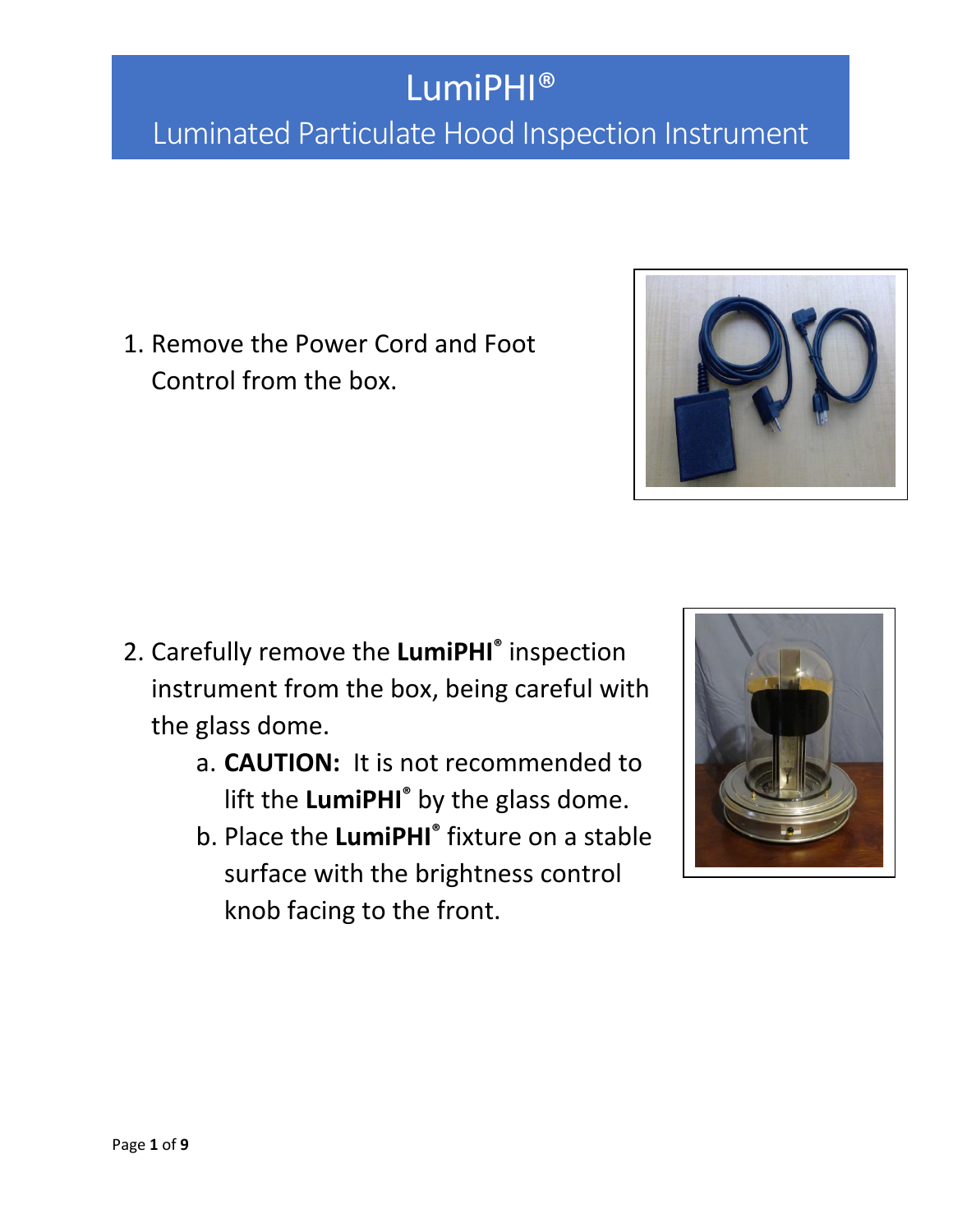# LumiPHI®

## Luminated Particulate Hood Inspection Instrument

1. Remove the Power Cord and Foot Control from the box.

2. Carefully remove the **LumiPHI®** inspection instrument from the box, being careful with the glass dome.
   a. **CAUTION:** It is not recommended to lift the **LumiPHI®** by the glass dome.
   b. Place the **LumiPHI®** fixture on a stable surface with the brightness control knob facing to the front.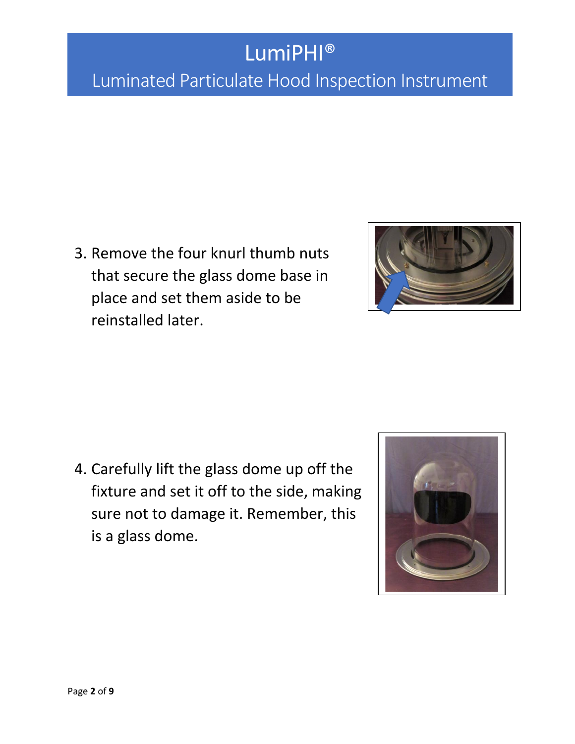3. Remove the four knurl thumb nuts that secure the glass dome base in place and set them aside to be reinstalled later.

4. Carefully lift the glass dome up off the fixture and set it off to the side, making sure not to damage it. Remember, this is a glass dome.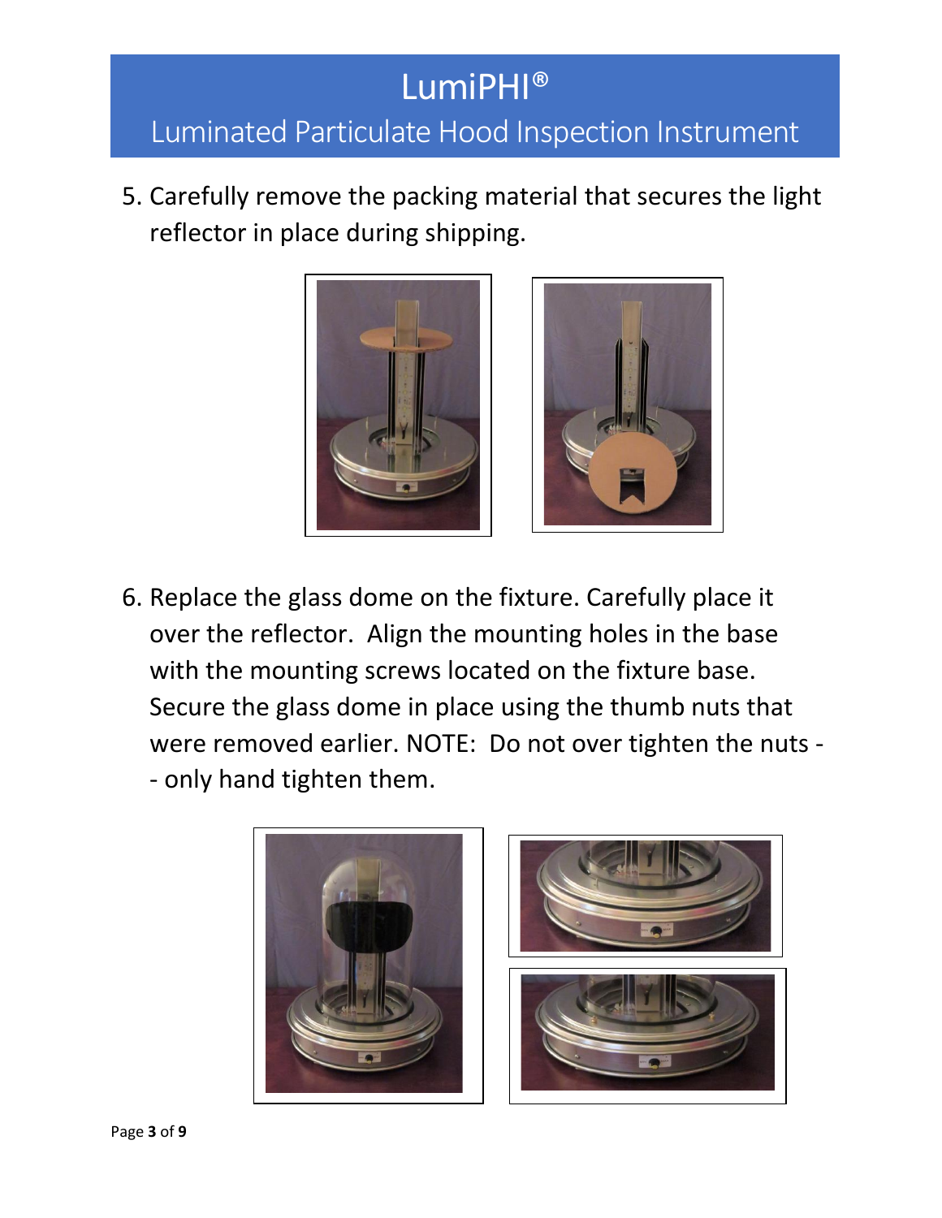5. Carefully remove the packing material that secures the light reflector in place during shipping.

6. Replace the glass dome on the fixture. Carefully place it over the reflector. Align the mounting holes in the base with the mounting screws located on the fixture base. Secure the glass dome in place using the thumb nuts that were removed earlier. NOTE: Do not over tighten the nuts -- only hand tighten them.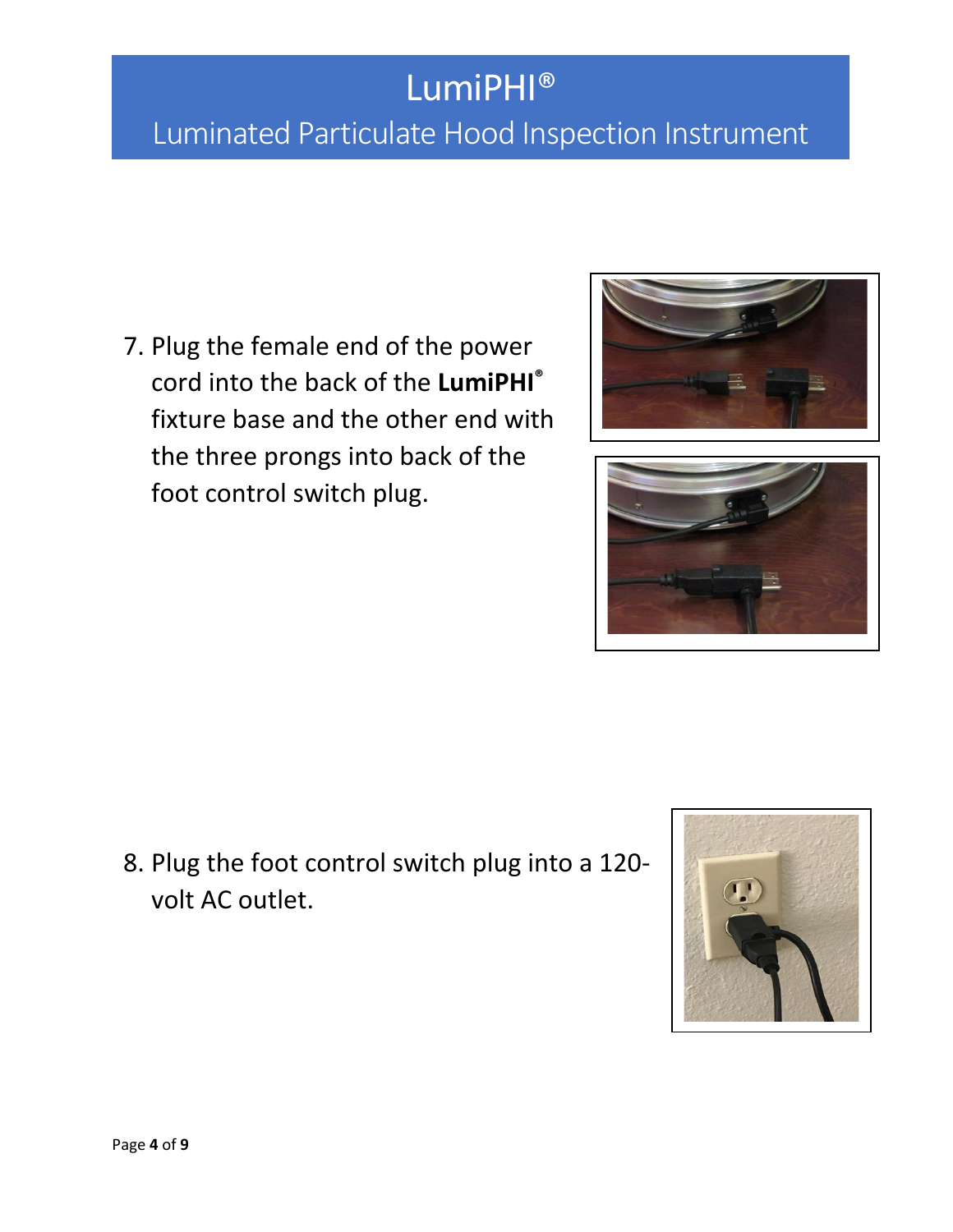# LumiPHI®

## Luminated Particulate Hood Inspection Instrument

7. Plug the female end of the power cord into the back of the **LumiPHI®** fixture base and the other end with the three prongs into back of the foot control switch plug.

8. Plug the foot control switch plug into a 120-volt AC outlet.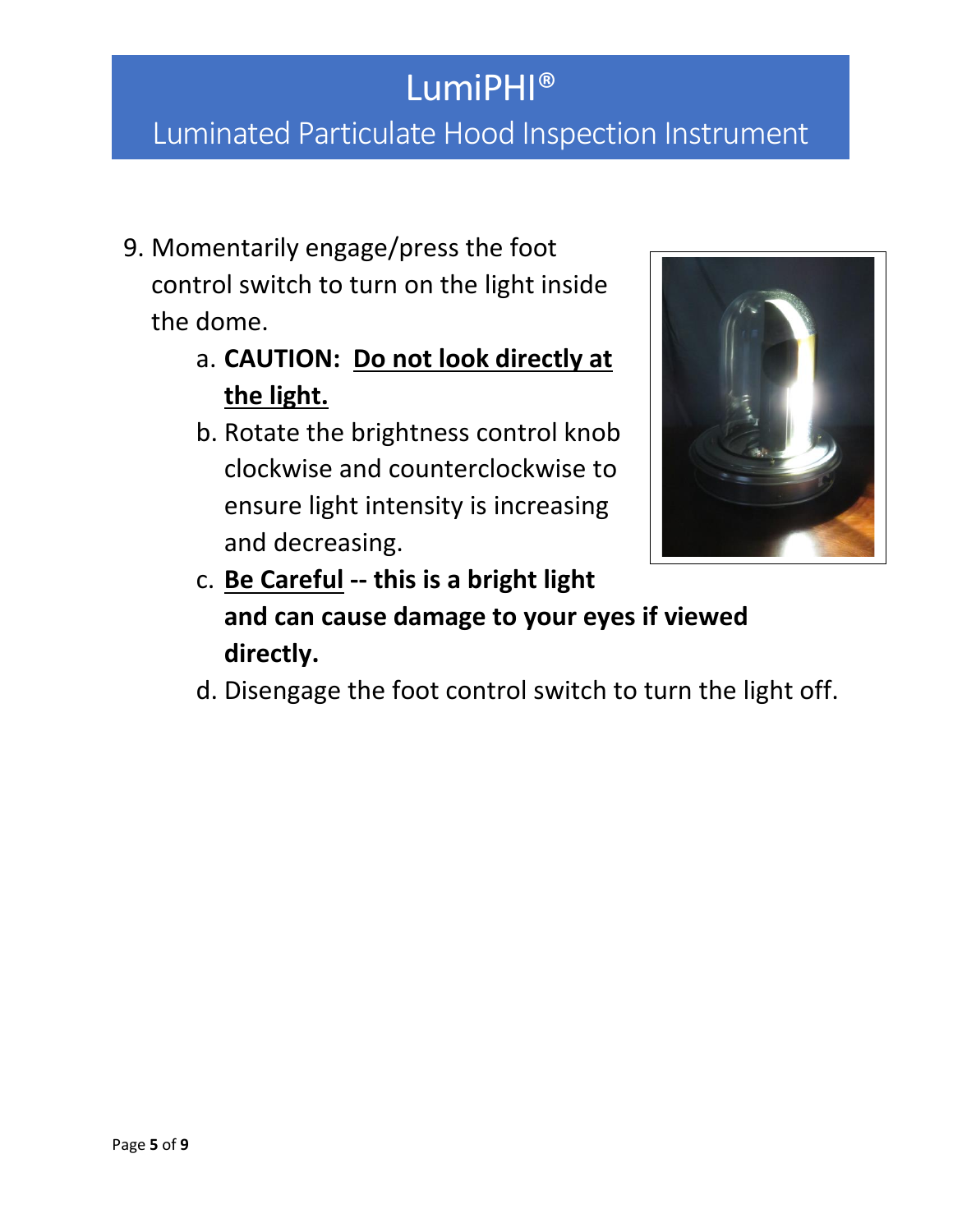# LumiPHI®

## Luminated Particulate Hood Inspection Instrument

9. Momentarily engage/press the foot control switch to turn on the light inside the dome.
    a. **CAUTION: Do not look directly at the light.**
    b. Rotate the brightness control knob clockwise and counterclockwise to ensure light intensity is increasing and decreasing.
    c. **Be Careful -- this is a bright light and can cause damage to your eyes if viewed directly.**
    d. Disengage the foot control switch to turn the light off.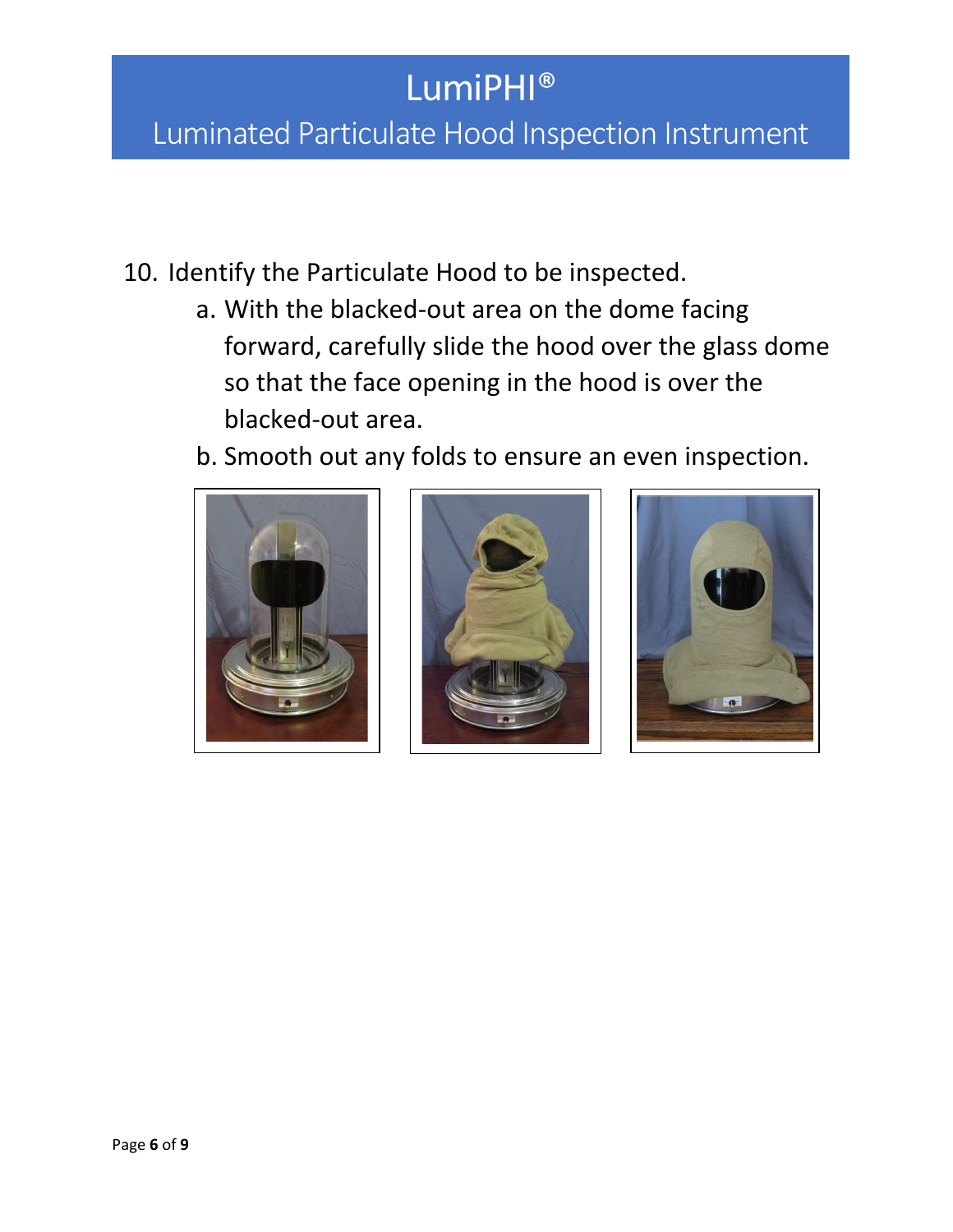10. Identify the Particulate Hood to be inspected.
    a. With the blacked-out area on the dome facing forward, carefully slide the hood over the glass dome so that the face opening in the hood is over the blacked-out area.
    b. Smooth out any folds to ensure an even inspection.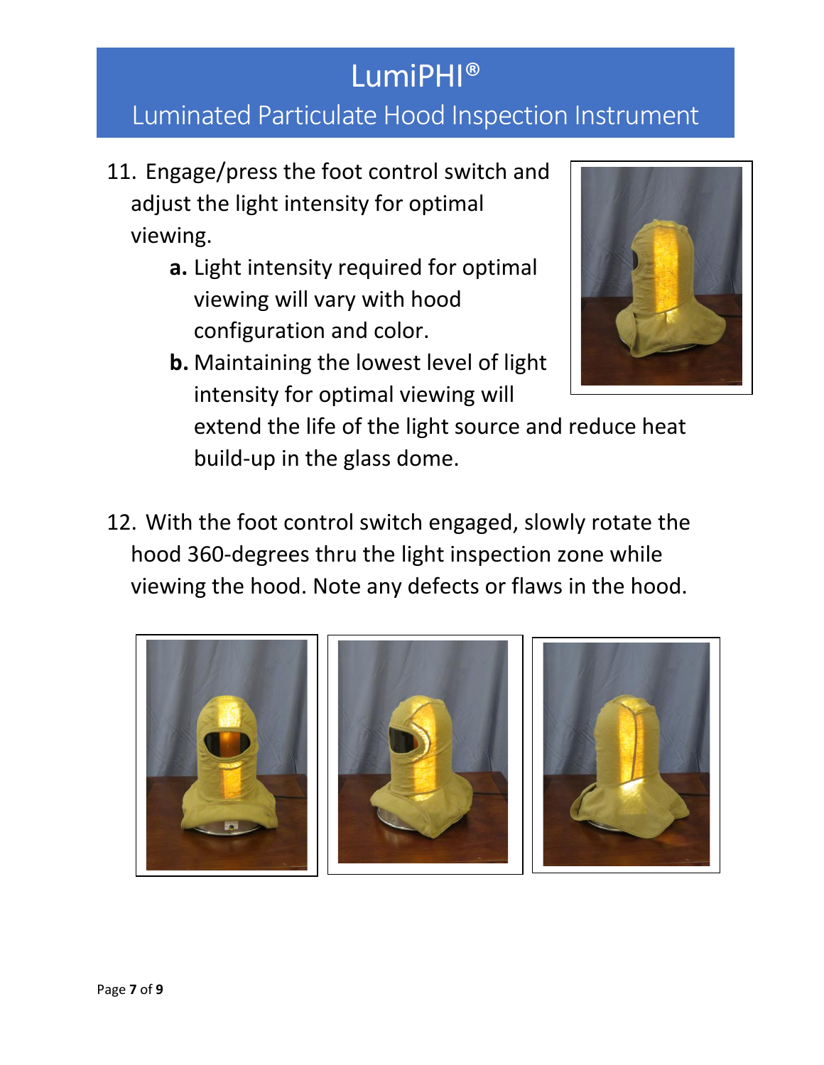# LumiPHI®

## Luminated Particulate Hood Inspection Instrument

11. Engage/press the foot control switch and adjust the light intensity for optimal viewing.
    - **a.** Light intensity required for optimal viewing will vary with hood configuration and color.
    - **b.** Maintaining the lowest level of light intensity for optimal viewing will extend the life of the light source and reduce heat build-up in the glass dome.

12. With the foot control switch engaged, slowly rotate the hood 360-degrees thru the light inspection zone while viewing the hood. Note any defects or flaws in the hood.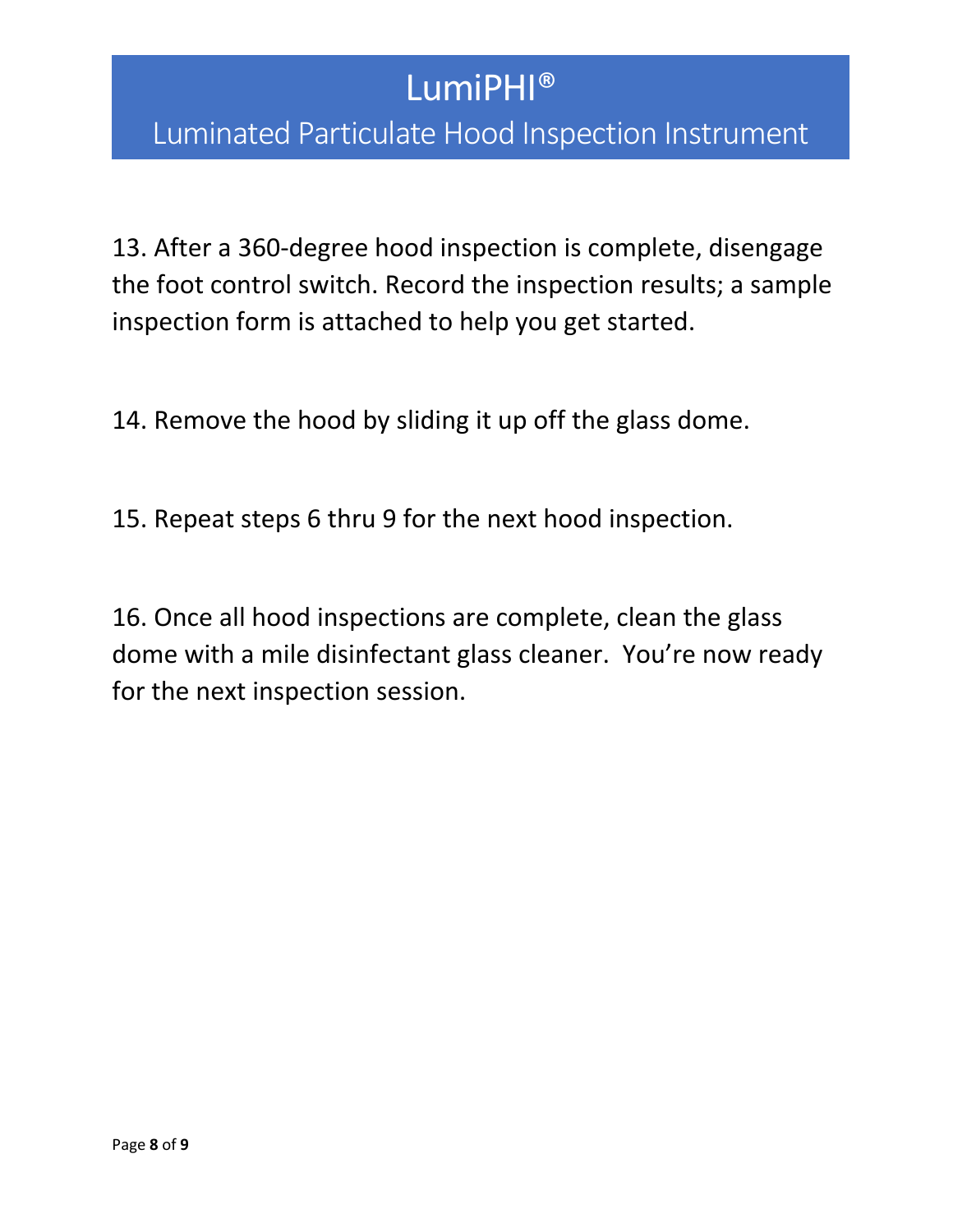# LumiPHI®

## Luminated Particulate Hood Inspection Instrument

13. After a 360-degree hood inspection is complete, disengage the foot control switch. Record the inspection results; a sample inspection form is attached to help you get started.

14. Remove the hood by sliding it up off the glass dome.

15. Repeat steps 6 thru 9 for the next hood inspection.

16. Once all hood inspections are complete, clean the glass dome with a mile disinfectant glass cleaner.  You're now ready for the next inspection session.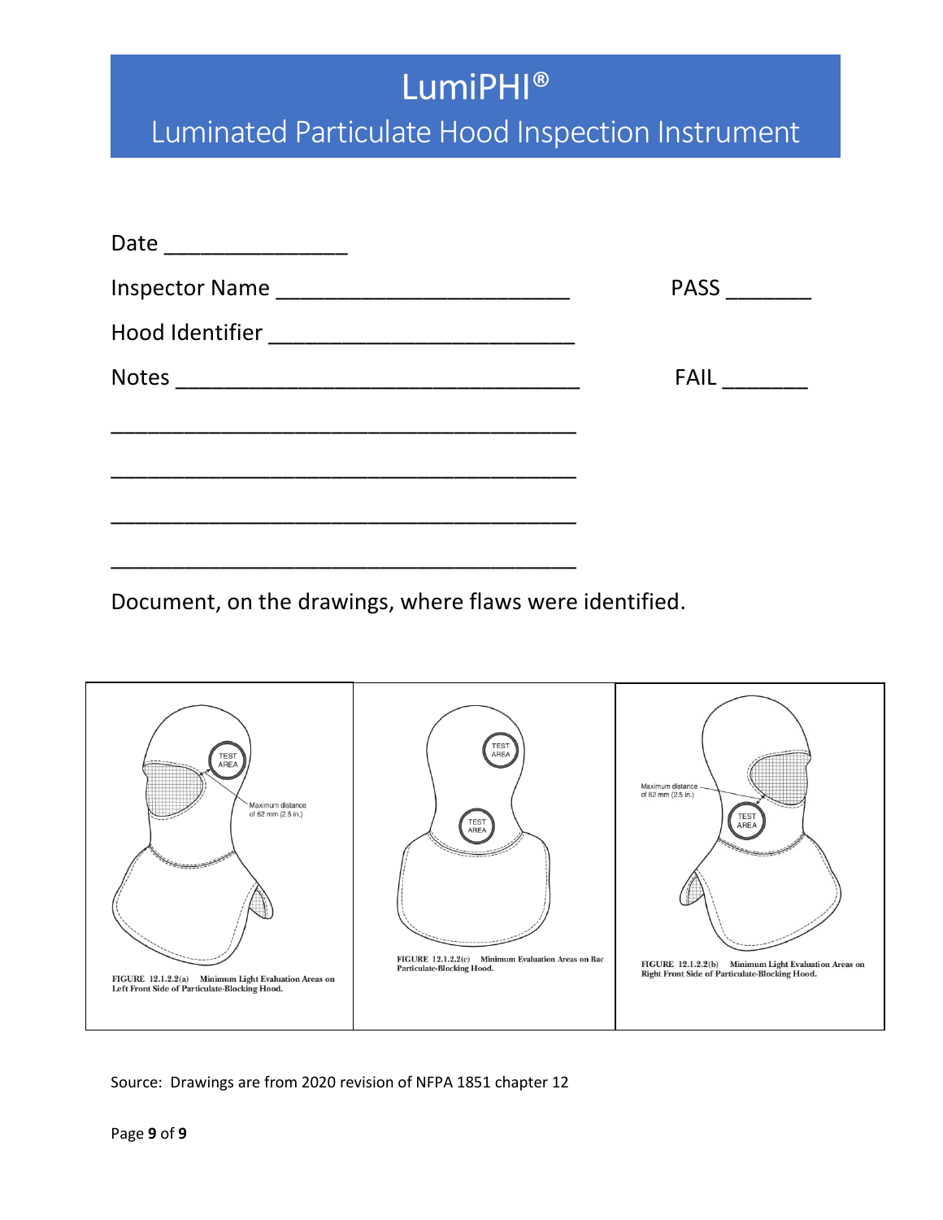# LumiPHI®

## Luminated Particulate Hood Inspection Instrument

Date _______________

Inspector Name ________________________ PASS _______

Hood Identifier _________________________

Notes _________________________________ FAIL _______

______________________________________

______________________________________

______________________________________

______________________________________

Document, on the drawings, where flaws were identified.

TEST AREA

Maximum distance of 62 mm (2.5 in.)

FIGURE 12.1.2.2(a) Minimum Light Evaluation Areas on Left Front Side of Particulate-Blocking Hood.

TEST AREA

TEST AREA

FIGURE 12.1.2.2(c) Minimum Evaluation Areas on Bac Particulate-Blocking Hood.

Maximum distance of 62 mm (2.5 in.)

TEST AREA

FIGURE 12.1.2.2(b) Minimum Light Evaluation Areas on Right Front Side of Particulate-Blocking Hood.

Source: Drawings are from 2020 revision of NFPA 1851 chapter 12